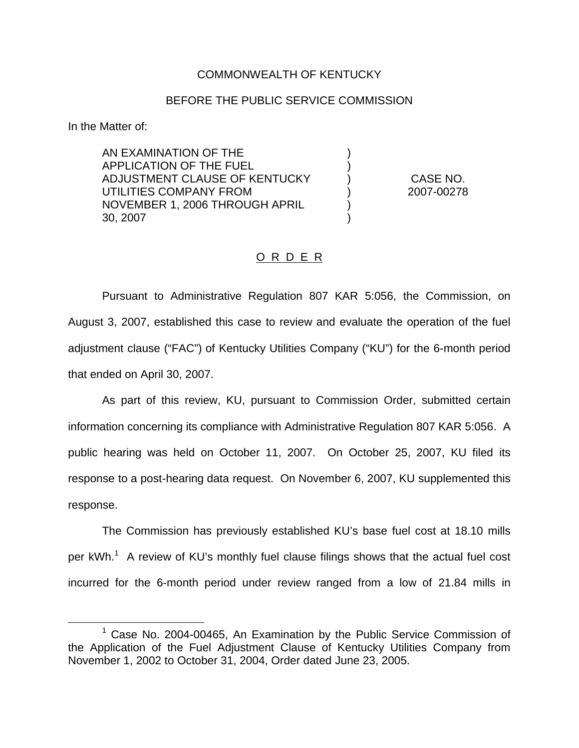COMMONWEALTH OF KENTUCKY

BEFORE THE PUBLIC SERVICE COMMISSION

In the Matter of:

| | | |
|---|---|---|
| AN EXAMINATION OF THE APPLICATION OF THE FUEL ADJUSTMENT CLAUSE OF KENTUCKY UTILITIES COMPANY FROM NOVEMBER 1, 2006 THROUGH APRIL 30, 2007 | ) ) ) ) ) ) | CASE NO. 2007-00278 |

O R D E R

Pursuant to Administrative Regulation 807 KAR 5:056, the Commission, on August 3, 2007, established this case to review and evaluate the operation of the fuel adjustment clause ("FAC") of Kentucky Utilities Company ("KU") for the 6-month period that ended on April 30, 2007.

As part of this review, KU, pursuant to Commission Order, submitted certain information concerning its compliance with Administrative Regulation 807 KAR 5:056. A public hearing was held on October 11, 2007. On October 25, 2007, KU filed its response to a post-hearing data request. On November 6, 2007, KU supplemented this response.

The Commission has previously established KU's base fuel cost at 18.10 mills per kWh.[1] A review of KU's monthly fuel clause filings shows that the actual fuel cost incurred for the 6-month period under review ranged from a low of 21.84 mills in

[1] Case No. 2004-00465, An Examination by the Public Service Commission of the Application of the Fuel Adjustment Clause of Kentucky Utilities Company from November 1, 2002 to October 31, 2004, Order dated June 23, 2005.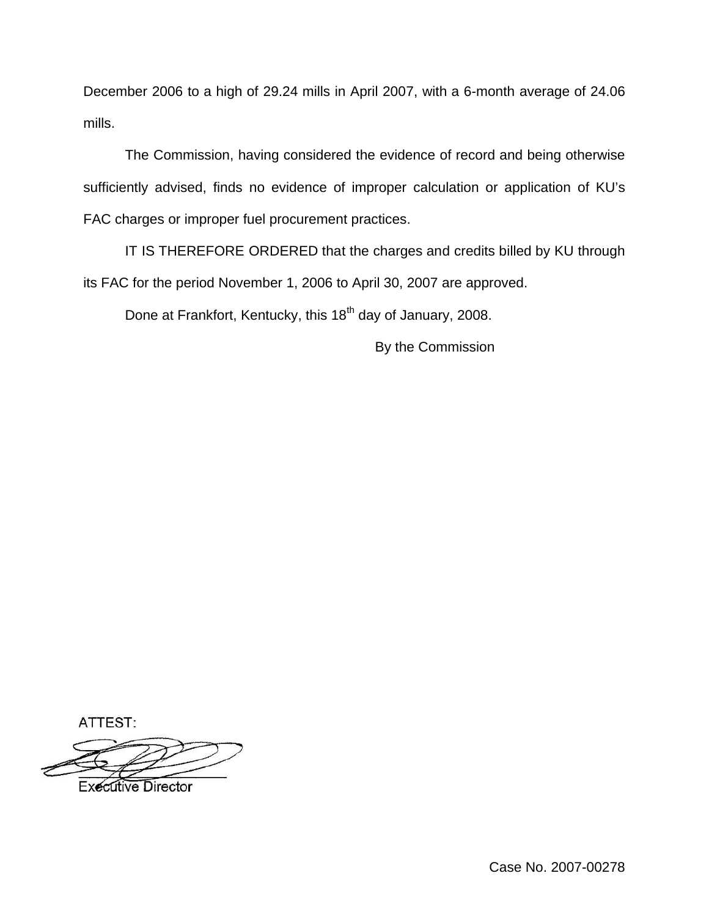December 2006 to a high of 29.24 mills in April 2007, with a 6-month average of 24.06 mills.

The Commission, having considered the evidence of record and being otherwise sufficiently advised, finds no evidence of improper calculation or application of KU's FAC charges or improper fuel procurement practices.

IT IS THEREFORE ORDERED that the charges and credits billed by KU through its FAC for the period November 1, 2006 to April 30, 2007 are approved.

Done at Frankfort, Kentucky, this 18th day of January, 2008.

By the Commission

ATTEST:

Executive Director

Case No. 2007-00278